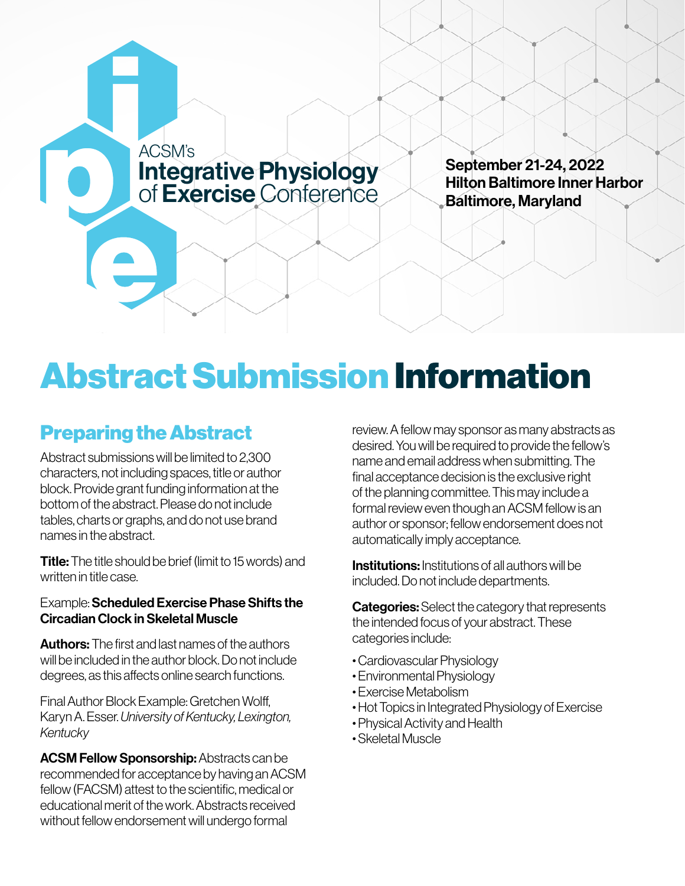ACSM's **Integrative Physiology of Exercise** Conference

**September 21-24, 2022**
**Hilton Baltimore Inner Harbor**
**Baltimore, Maryland**

# Abstract Submission Information

## Preparing the Abstract

Abstract submissions will be limited to 2,300 characters, not including spaces, title or author block. Provide grant funding information at the bottom of the abstract. Please do not include tables, charts or graphs, and do not use brand names in the abstract.

**Title:** The title should be brief (limit to 15 words) and written in title case.

Example: **Scheduled Exercise Phase Shifts the Circadian Clock in Skeletal Muscle**

**Authors:** The first and last names of the authors will be included in the author block. Do not include degrees, as this affects online search functions.

Final Author Block Example: Gretchen Wolff, Karyn A. Esser. *University of Kentucky, Lexington, Kentucky*

**ACSM Fellow Sponsorship:** Abstracts can be recommended for acceptance by having an ACSM fellow (FACSM) attest to the scientific, medical or educational merit of the work. Abstracts received without fellow endorsement will undergo formal review. A fellow may sponsor as many abstracts as desired. You will be required to provide the fellow's name and email address when submitting. The final acceptance decision is the exclusive right of the planning committee. This may include a formal review even though an ACSM fellow is an author or sponsor; fellow endorsement does not automatically imply acceptance.

**Institutions:** Institutions of all authors will be included. Do not include departments.

**Categories:** Select the category that represents the intended focus of your abstract. These categories include:

- Cardiovascular Physiology
- Environmental Physiology
- Exercise Metabolism
- Hot Topics in Integrated Physiology of Exercise
- Physical Activity and Health
- Skeletal Muscle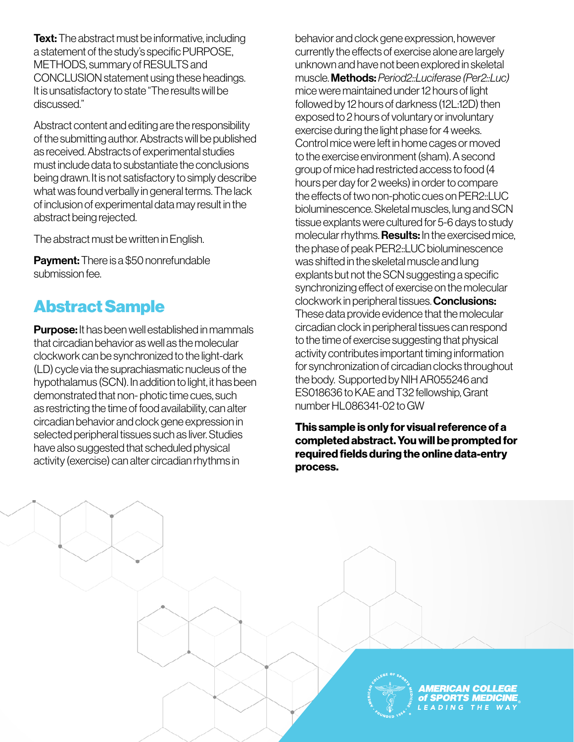**Text:** The abstract must be informative, including a statement of the study's specific PURPOSE, METHODS, summary of RESULTS and CONCLUSION statement using these headings. It is unsatisfactory to state "The results will be discussed."

Abstract content and editing are the responsibility of the submitting author. Abstracts will be published as received. Abstracts of experimental studies must include data to substantiate the conclusions being drawn. It is not satisfactory to simply describe what was found verbally in general terms. The lack of inclusion of experimental data may result in the abstract being rejected.

The abstract must be written in English.

**Payment:** There is a $50 nonrefundable submission fee.

## Abstract Sample

**Purpose:** It has been well established in mammals that circadian behavior as well as the molecular clockwork can be synchronized to the light-dark (LD) cycle via the suprachiasmatic nucleus of the hypothalamus (SCN). In addition to light, it has been demonstrated that non- photic time cues, such as restricting the time of food availability, can alter circadian behavior and clock gene expression in selected peripheral tissues such as liver. Studies have also suggested that scheduled physical activity (exercise) can alter circadian rhythms in behavior and clock gene expression, however currently the effects of exercise alone are largely unknown and have not been explored in skeletal muscle. **Methods:** *Period2::Luciferase (Per2::Luc)* mice were maintained under 12 hours of light followed by 12 hours of darkness (12L:12D) then exposed to 2 hours of voluntary or involuntary exercise during the light phase for 4 weeks. Control mice were left in home cages or moved to the exercise environment (sham). A second group of mice had restricted access to food (4 hours per day for 2 weeks) in order to compare the effects of two non-photic cues on PER2::LUC bioluminescence. Skeletal muscles, lung and SCN tissue explants were cultured for 5-6 days to study molecular rhythms. **Results:** In the exercised mice, the phase of peak PER2::LUC bioluminescence was shifted in the skeletal muscle and lung explants but not the SCN suggesting a specific synchronizing effect of exercise on the molecular clockwork in peripheral tissues. **Conclusions:** These data provide evidence that the molecular circadian clock in peripheral tissues can respond to the time of exercise suggesting that physical activity contributes important timing information for synchronization of circadian clocks throughout the body. Supported by NIH AR055246 and ES018636 to KAE and T32 fellowship, Grant number HL086341-02 to GW

**This sample is only for visual reference of a completed abstract. You will be prompted for required fields during the online data-entry process.**

AMERICAN COLLEGE of SPORTS MEDICINE
LEADING THE WAY